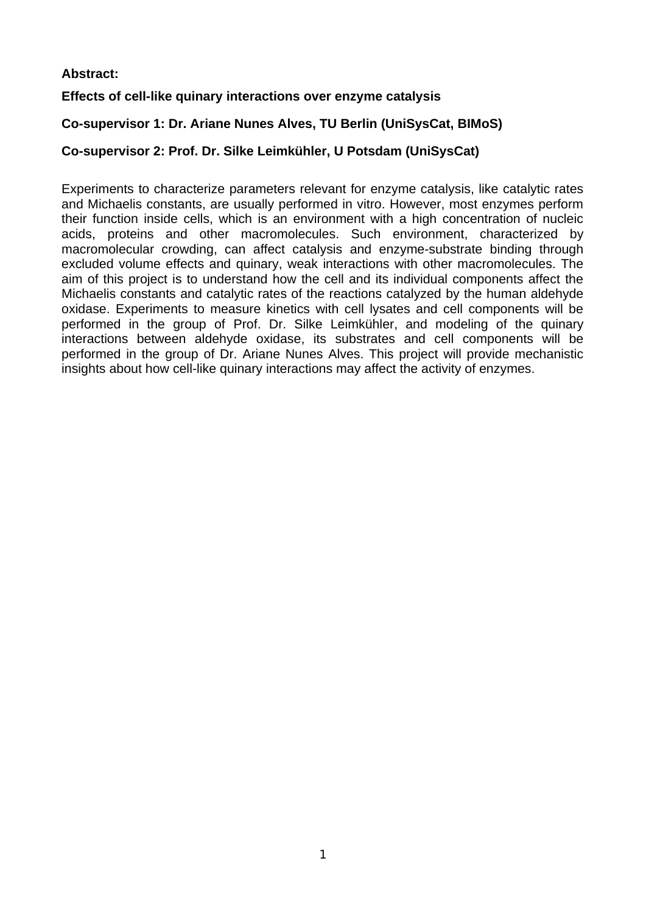**Abstract:**

**Effects of cell-like quinary interactions over enzyme catalysis**

**Co-supervisor 1: Dr. Ariane Nunes Alves, TU Berlin (UniSysCat, BIMoS)**

**Co-supervisor 2: Prof. Dr. Silke Leimkühler, U Potsdam (UniSysCat)**

Experiments to characterize parameters relevant for enzyme catalysis, like catalytic rates and Michaelis constants, are usually performed in vitro. However, most enzymes perform their function inside cells, which is an environment with a high concentration of nucleic acids, proteins and other macromolecules. Such environment, characterized by macromolecular crowding, can affect catalysis and enzyme-substrate binding through excluded volume effects and quinary, weak interactions with other macromolecules. The aim of this project is to understand how the cell and its individual components affect the Michaelis constants and catalytic rates of the reactions catalyzed by the human aldehyde oxidase. Experiments to measure kinetics with cell lysates and cell components will be performed in the group of Prof. Dr. Silke Leimkühler, and modeling of the quinary interactions between aldehyde oxidase, its substrates and cell components will be performed in the group of Dr. Ariane Nunes Alves. This project will provide mechanistic insights about how cell-like quinary interactions may affect the activity of enzymes.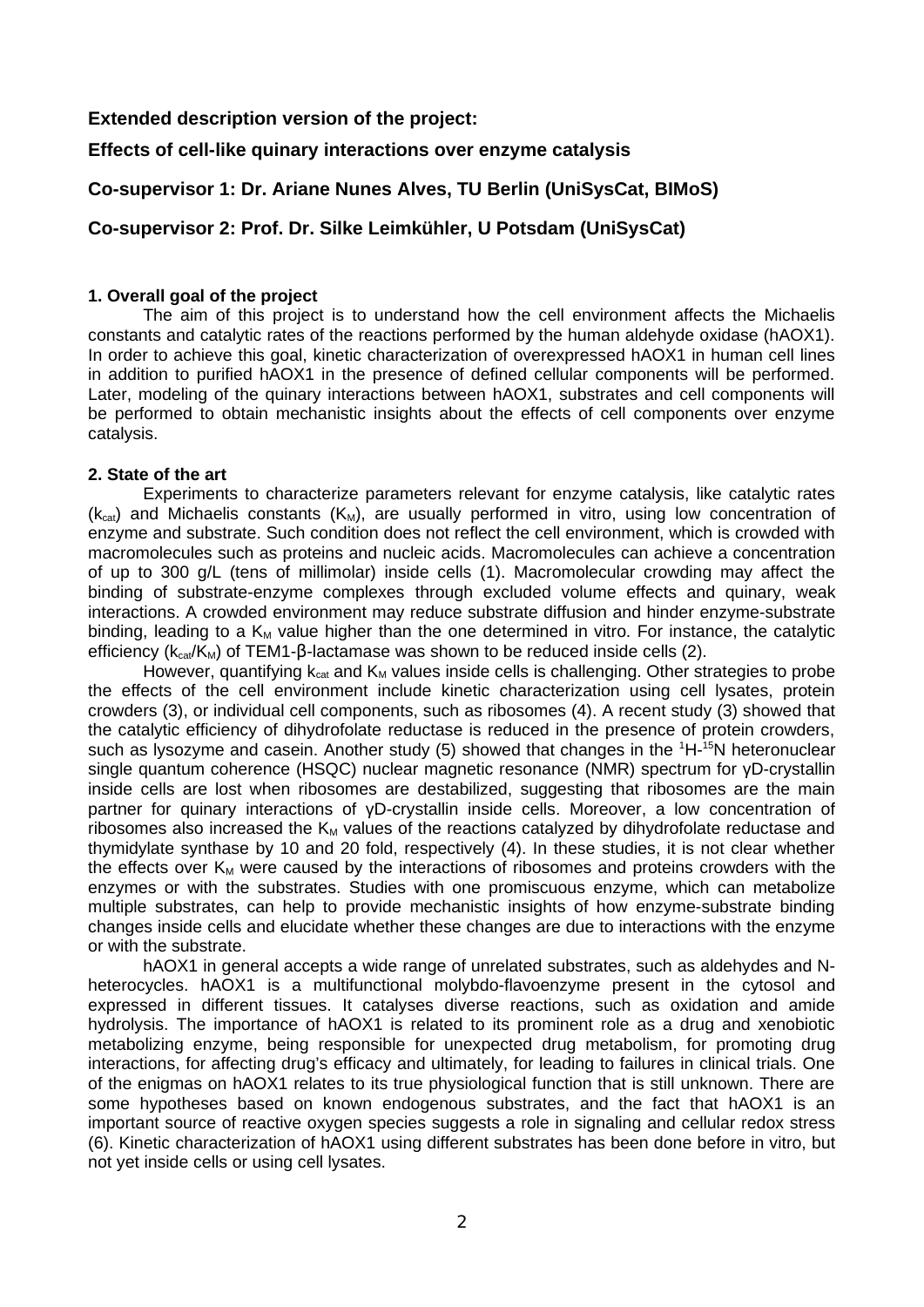**Extended description version of the project:**

**Effects of cell-like quinary interactions over enzyme catalysis**

**Co-supervisor 1: Dr. Ariane Nunes Alves, TU Berlin (UniSysCat, BIMoS)**

**Co-supervisor 2: Prof. Dr. Silke Leimkühler, U Potsdam (UniSysCat)**

**1. Overall goal of the project**

The aim of this project is to understand how the cell environment affects the Michaelis constants and catalytic rates of the reactions performed by the human aldehyde oxidase (hAOX1). In order to achieve this goal, kinetic characterization of overexpressed hAOX1 in human cell lines in addition to purified hAOX1 in the presence of defined cellular components will be performed. Later, modeling of the quinary interactions between hAOX1, substrates and cell components will be performed to obtain mechanistic insights about the effects of cell components over enzyme catalysis.

**2. State of the art**

Experiments to characterize parameters relevant for enzyme catalysis, like catalytic rates ($k_{cat}$) and Michaelis constants ($K_M$), are usually performed in vitro, using low concentration of enzyme and substrate. Such condition does not reflect the cell environment, which is crowded with macromolecules such as proteins and nucleic acids. Macromolecules can achieve a concentration of up to 300 g/L (tens of millimolar) inside cells (1). Macromolecular crowding may affect the binding of substrate-enzyme complexes through excluded volume effects and quinary, weak interactions. A crowded environment may reduce substrate diffusion and hinder enzyme-substrate binding, leading to a $K_M$ value higher than the one determined in vitro. For instance, the catalytic efficiency ($k_{cat}/K_M$) of TEM1-β-lactamase was shown to be reduced inside cells (2).

However, quantifying $k_{cat}$ and $K_M$ values inside cells is challenging. Other strategies to probe the effects of the cell environment include kinetic characterization using cell lysates, protein crowders (3), or individual cell components, such as ribosomes (4). A recent study (3) showed that the catalytic efficiency of dihydrofolate reductase is reduced in the presence of protein crowders, such as lysozyme and casein. Another study (5) showed that changes in the $^{1}H$-$^{15}N$ heteronuclear single quantum coherence (HSQC) nuclear magnetic resonance (NMR) spectrum for γD-crystallin inside cells are lost when ribosomes are destabilized, suggesting that ribosomes are the main partner for quinary interactions of γD-crystallin inside cells. Moreover, a low concentration of ribosomes also increased the $K_M$ values of the reactions catalyzed by dihydrofolate reductase and thymidylate synthase by 10 and 20 fold, respectively (4). In these studies, it is not clear whether the effects over $K_M$ were caused by the interactions of ribosomes and proteins crowders with the enzymes or with the substrates. Studies with one promiscuous enzyme, which can metabolize multiple substrates, can help to provide mechanistic insights of how enzyme-substrate binding changes inside cells and elucidate whether these changes are due to interactions with the enzyme or with the substrate.

hAOX1 in general accepts a wide range of unrelated substrates, such as aldehydes and N-heterocycles. hAOX1 is a multifunctional molybdo-flavoenzyme present in the cytosol and expressed in different tissues. It catalyses diverse reactions, such as oxidation and amide hydrolysis. The importance of hAOX1 is related to its prominent role as a drug and xenobiotic metabolizing enzyme, being responsible for unexpected drug metabolism, for promoting drug interactions, for affecting drug's efficacy and ultimately, for leading to failures in clinical trials. One of the enigmas on hAOX1 relates to its true physiological function that is still unknown. There are some hypotheses based on known endogenous substrates, and the fact that hAOX1 is an important source of reactive oxygen species suggests a role in signaling and cellular redox stress (6). Kinetic characterization of hAOX1 using different substrates has been done before in vitro, but not yet inside cells or using cell lysates.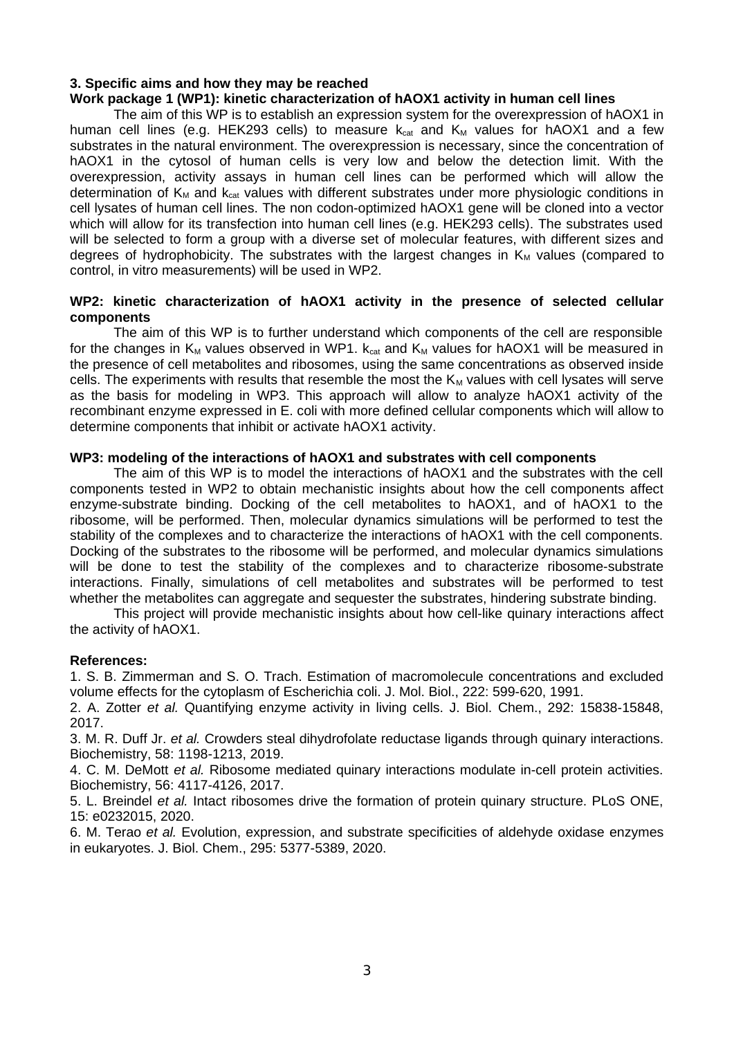### 3. Specific aims and how they may be reached

**Work package 1 (WP1): kinetic characterization of hAOX1 activity in human cell lines**

The aim of this WP is to establish an expression system for the overexpression of hAOX1 in human cell lines (e.g. HEK293 cells) to measure $k_{cat}$ and $K_M$ values for hAOX1 and a few substrates in the natural environment. The overexpression is necessary, since the concentration of hAOX1 in the cytosol of human cells is very low and below the detection limit. With the overexpression, activity assays in human cell lines can be performed which will allow the determination of $K_M$ and $k_{cat}$ values with different substrates under more physiologic conditions in cell lysates of human cell lines. The non codon-optimized hAOX1 gene will be cloned into a vector which will allow for its transfection into human cell lines (e.g. HEK293 cells). The substrates used will be selected to form a group with a diverse set of molecular features, with different sizes and degrees of hydrophobicity. The substrates with the largest changes in $K_M$ values (compared to control, in vitro measurements) will be used in WP2.

**WP2: kinetic characterization of hAOX1 activity in the presence of selected cellular components**

The aim of this WP is to further understand which components of the cell are responsible for the changes in $K_M$ values observed in WP1. $k_{cat}$ and $K_M$ values for hAOX1 will be measured in the presence of cell metabolites and ribosomes, using the same concentrations as observed inside cells. The experiments with results that resemble the most the $K_M$ values with cell lysates will serve as the basis for modeling in WP3. This approach will allow to analyze hAOX1 activity of the recombinant enzyme expressed in E. coli with more defined cellular components which will allow to determine components that inhibit or activate hAOX1 activity.

**WP3: modeling of the interactions of hAOX1 and substrates with cell components**

The aim of this WP is to model the interactions of hAOX1 and the substrates with the cell components tested in WP2 to obtain mechanistic insights about how the cell components affect enzyme-substrate binding. Docking of the cell metabolites to hAOX1, and of hAOX1 to the ribosome, will be performed. Then, molecular dynamics simulations will be performed to test the stability of the complexes and to characterize the interactions of hAOX1 with the cell components. Docking of the substrates to the ribosome will be performed, and molecular dynamics simulations will be done to test the stability of the complexes and to characterize ribosome-substrate interactions. Finally, simulations of cell metabolites and substrates will be performed to test whether the metabolites can aggregate and sequester the substrates, hindering substrate binding.

This project will provide mechanistic insights about how cell-like quinary interactions affect the activity of hAOX1.

**References:**

1. S. B. Zimmerman and S. O. Trach. Estimation of macromolecule concentrations and excluded volume effects for the cytoplasm of Escherichia coli. J. Mol. Biol., 222: 599-620, 1991.
2. A. Zotter *et al.* Quantifying enzyme activity in living cells. J. Biol. Chem., 292: 15838-15848, 2017.
3. M. R. Duff Jr. *et al.* Crowders steal dihydrofolate reductase ligands through quinary interactions. Biochemistry, 58: 1198-1213, 2019.
4. C. M. DeMott *et al.* Ribosome mediated quinary interactions modulate in-cell protein activities. Biochemistry, 56: 4117-4126, 2017.
5. L. Breindel *et al.* Intact ribosomes drive the formation of protein quinary structure. PLoS ONE, 15: e0232015, 2020.
6. M. Terao *et al.* Evolution, expression, and substrate specificities of aldehyde oxidase enzymes in eukaryotes. J. Biol. Chem., 295: 5377-5389, 2020.